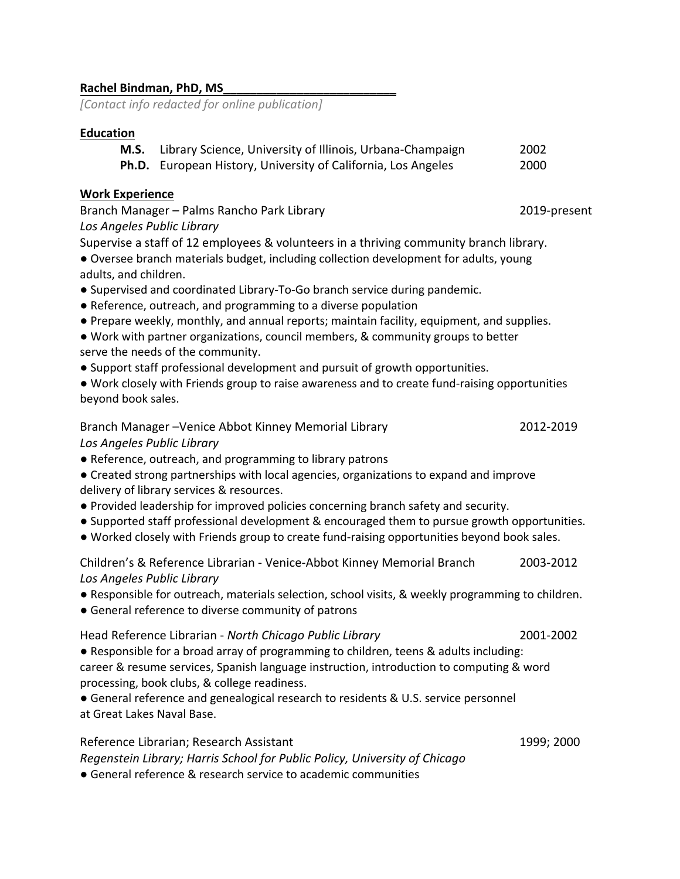**Rachel Bindman, PhD, MS**

*[Contact info redacted for online publication]*

## Education

- **M.S.** Library Science, University of Illinois, Urbana-Champaign — 2002
- **Ph.D.** European History, University of California, Los Angeles — 2000

## Work Experience

Branch Manager – Palms Rancho Park Library — 2019-present
*Los Angeles Public Library*

Supervise a staff of 12 employees & volunteers in a thriving community branch library.

- Oversee branch materials budget, including collection development for adults, young adults, and children.
- Supervised and coordinated Library-To-Go branch service during pandemic.
- Reference, outreach, and programming to a diverse population
- Prepare weekly, monthly, and annual reports; maintain facility, equipment, and supplies.
- Work with partner organizations, council members, & community groups to better serve the needs of the community.
- Support staff professional development and pursuit of growth opportunities.
- Work closely with Friends group to raise awareness and to create fund-raising opportunities beyond book sales.

Branch Manager –Venice Abbot Kinney Memorial Library — 2012-2019
*Los Angeles Public Library*

- Reference, outreach, and programming to library patrons
- Created strong partnerships with local agencies, organizations to expand and improve delivery of library services & resources.
- Provided leadership for improved policies concerning branch safety and security.
- Supported staff professional development & encouraged them to pursue growth opportunities.
- Worked closely with Friends group to create fund-raising opportunities beyond book sales.

Children's & Reference Librarian - Venice-Abbot Kinney Memorial Branch — 2003-2012
*Los Angeles Public Library*

- Responsible for outreach, materials selection, school visits, & weekly programming to children.
- General reference to diverse community of patrons

Head Reference Librarian - *North Chicago Public Library* — 2001-2002

- Responsible for a broad array of programming to children, teens & adults including: career & resume services, Spanish language instruction, introduction to computing & word processing, book clubs, & college readiness.
- General reference and genealogical research to residents & U.S. service personnel at Great Lakes Naval Base.

Reference Librarian; Research Assistant — 1999; 2000
*Regenstein Library; Harris School for Public Policy, University of Chicago*

- General reference & research service to academic communities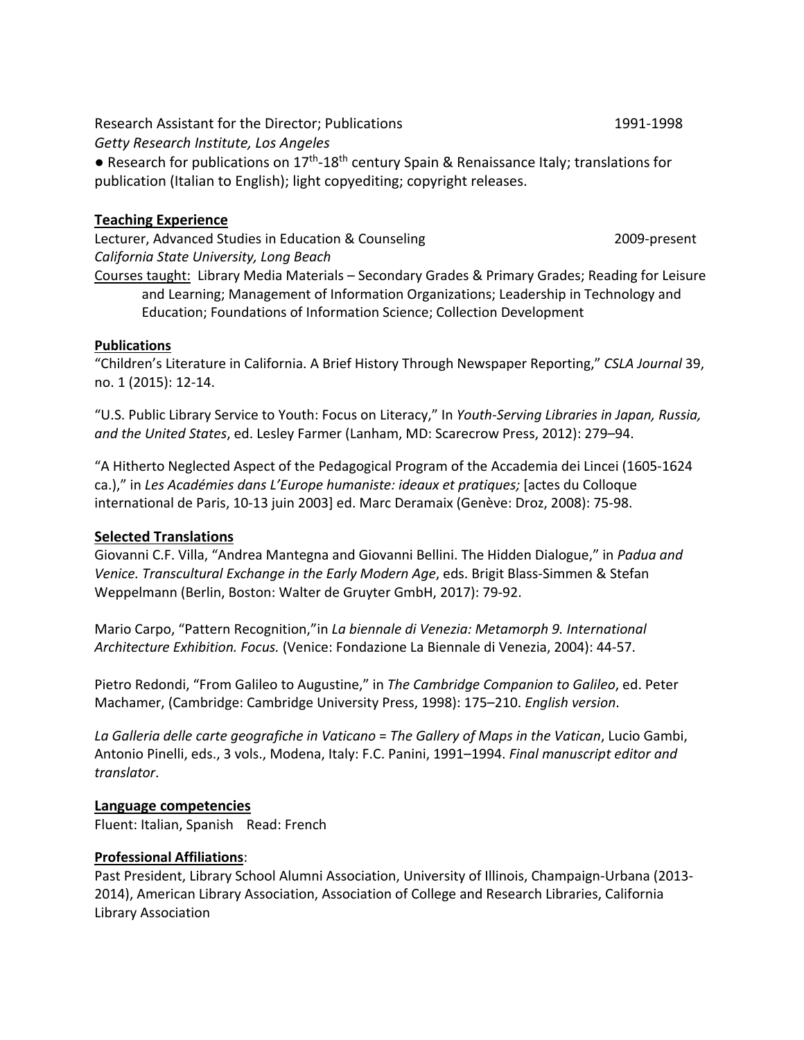Research Assistant for the Director; Publications 1991-1998
*Getty Research Institute, Los Angeles*

● Research for publications on 17th-18th century Spain & Renaissance Italy; translations for publication (Italian to English); light copyediting; copyright releases.

## Teaching Experience

Lecturer, Advanced Studies in Education & Counseling 2009-present
*California State University, Long Beach*

Courses taught: Library Media Materials – Secondary Grades & Primary Grades; Reading for Leisure and Learning; Management of Information Organizations; Leadership in Technology and Education; Foundations of Information Science; Collection Development

## Publications

"Children's Literature in California. A Brief History Through Newspaper Reporting," *CSLA Journal* 39, no. 1 (2015): 12-14.

"U.S. Public Library Service to Youth: Focus on Literacy," In *Youth-Serving Libraries in Japan, Russia, and the United States*, ed. Lesley Farmer (Lanham, MD: Scarecrow Press, 2012): 279–94.

"A Hitherto Neglected Aspect of the Pedagogical Program of the Accademia dei Lincei (1605-1624 ca.)," in *Les Académies dans L'Europe humaniste: ideaux et pratiques;* [actes du Colloque international de Paris, 10-13 juin 2003] ed. Marc Deramaix (Genève: Droz, 2008): 75-98.

## Selected Translations

Giovanni C.F. Villa, "Andrea Mantegna and Giovanni Bellini. The Hidden Dialogue," in *Padua and Venice. Transcultural Exchange in the Early Modern Age*, eds. Brigit Blass-Simmen & Stefan Weppelmann (Berlin, Boston: Walter de Gruyter GmbH, 2017): 79-92.

Mario Carpo, "Pattern Recognition,"in *La biennale di Venezia: Metamorph 9. International Architecture Exhibition. Focus.* (Venice: Fondazione La Biennale di Venezia, 2004): 44-57.

Pietro Redondi, "From Galileo to Augustine," in *The Cambridge Companion to Galileo*, ed. Peter Machamer, (Cambridge: Cambridge University Press, 1998): 175–210. *English version*.

*La Galleria delle carte geografiche in Vaticano = The Gallery of Maps in the Vatican*, Lucio Gambi, Antonio Pinelli, eds., 3 vols., Modena, Italy: F.C. Panini, 1991–1994. *Final manuscript editor and translator*.

## Language competencies

Fluent: Italian, Spanish Read: French

## Professional Affiliations:

Past President, Library School Alumni Association, University of Illinois, Champaign-Urbana (2013-2014), American Library Association, Association of College and Research Libraries, California Library Association